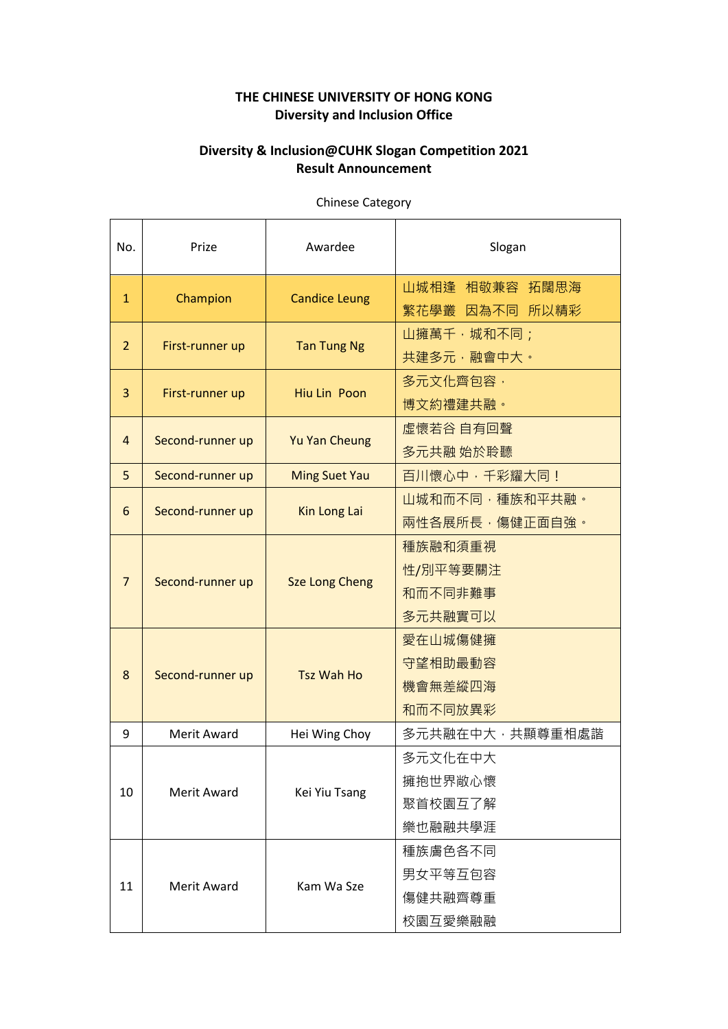**THE CHINESE UNIVERSITY OF HONG KONG**
**Diversity and Inclusion Office**

**Diversity & Inclusion@CUHK Slogan Competition 2021**
**Result Announcement**

Chinese Category

| No. | Prize | Awardee | Slogan |
|---|---|---|---|
| 1 | Champion | Candice Leung | 山城相逢　相敬兼容　拓闊思海<br>繁花學叢　因為不同　所以精彩 |
| 2 | First-runner up | Tan Tung Ng | 山擁萬千，城和不同；<br>共建多元，融會中大。 |
| 3 | First-runner up | Hiu Lin Poon | 多元文化齊包容，<br>博文約禮建共融。 |
| 4 | Second-runner up | Yu Yan Cheung | 虛懷若谷 自有回聲<br>多元共融 始於聆聽 |
| 5 | Second-runner up | Ming Suet Yau | 百川懷心中，千彩耀大同！ |
| 6 | Second-runner up | Kin Long Lai | 山城和而不同，種族和平共融。<br>兩性各展所長，傷健正面自強。 |
| 7 | Second-runner up | Sze Long Cheng | 種族融和須重視<br>性/別平等要關注<br>和而不同非難事<br>多元共融實可以 |
| 8 | Second-runner up | Tsz Wah Ho | 愛在山城傷健擁<br>守望相助最動容<br>機會無差縱四海<br>和而不同放異彩 |
| 9 | Merit Award | Hei Wing Choy | 多元共融在中大，共顯尊重相處諧 |
| 10 | Merit Award | Kei Yiu Tsang | 多元文化在中大<br>擁抱世界敞心懷<br>聚首校園互了解<br>樂也融融共學涯 |
| 11 | Merit Award | Kam Wa Sze | 種族膚色各不同<br>男女平等互包容<br>傷健共融齊尊重<br>校園互愛樂融融 |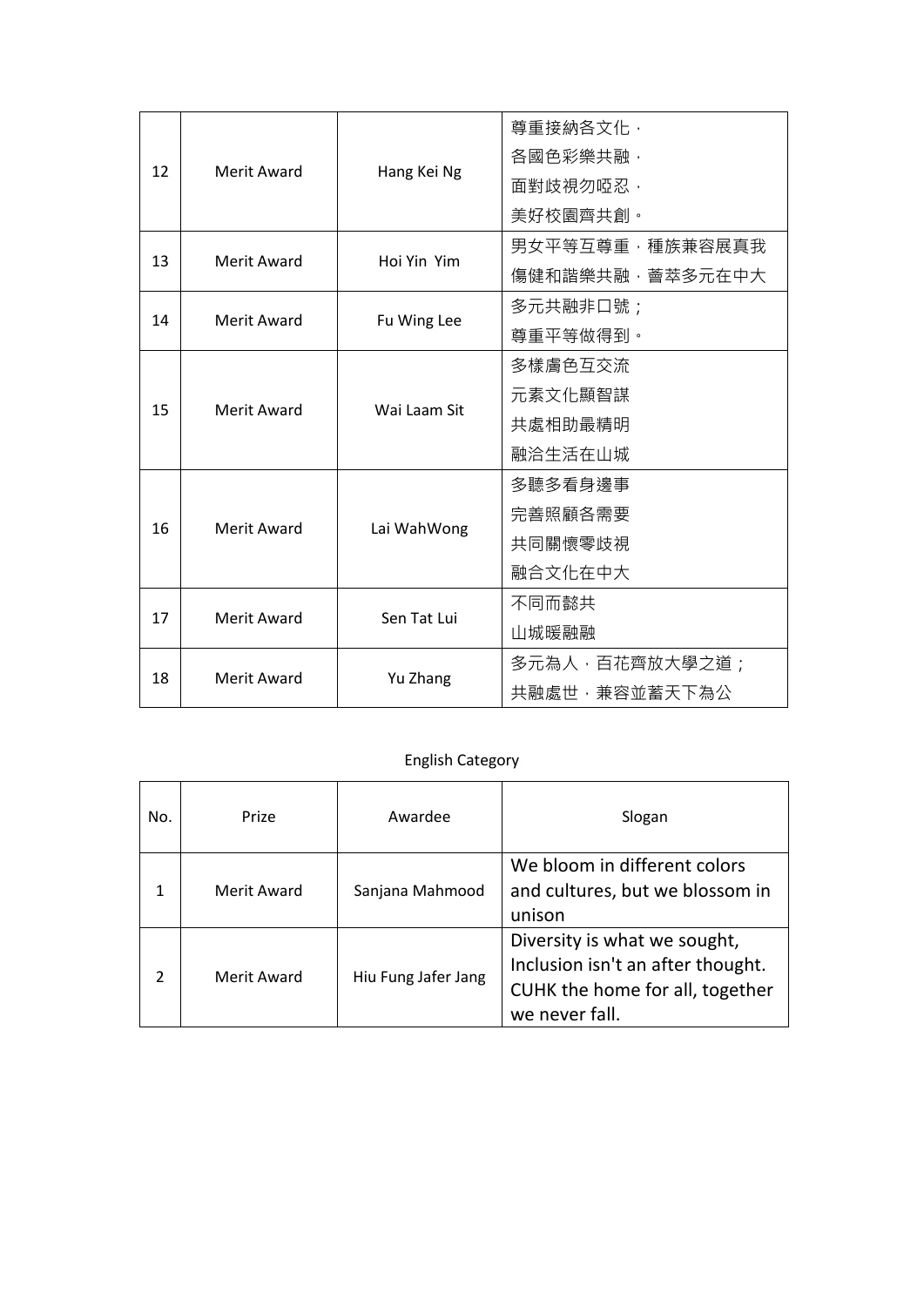| | | | |
|---|---|---|---|
| 12 | Merit Award | Hang Kei Ng | 尊重接納各文化，<br>各國色彩樂共融，<br>面對歧視勿啞忍，<br>美好校園齊共創。 |
| 13 | Merit Award | Hoi Yin Yim | 男女平等互尊重，種族兼容展真我<br>傷健和諧樂共融，薈萃多元在中大 |
| 14 | Merit Award | Fu Wing Lee | 多元共融非口號；<br>尊重平等做得到。 |
| 15 | Merit Award | Wai Laam Sit | 多樣膚色互交流<br>元素文化顯智謀<br>共處相助最精明<br>融洽生活在山城 |
| 16 | Merit Award | Lai WahWong | 多聽多看身邊事<br>完善照顧各需要<br>共同關懷零歧視<br>融合文化在中大 |
| 17 | Merit Award | Sen Tat Lui | 不同而懿共<br>山城暖融融 |
| 18 | Merit Award | Yu Zhang | 多元為人，百花齊放大學之道；<br>共融處世，兼容並蓄天下為公 |

English Category

| No. | Prize | Awardee | Slogan |
|---|---|---|---|
| 1 | Merit Award | Sanjana Mahmood | We bloom in different colors and cultures, but we blossom in unison |
| 2 | Merit Award | Hiu Fung Jafer Jang | Diversity is what we sought,<br>Inclusion isn't an after thought.<br>CUHK the home for all, together we never fall. |